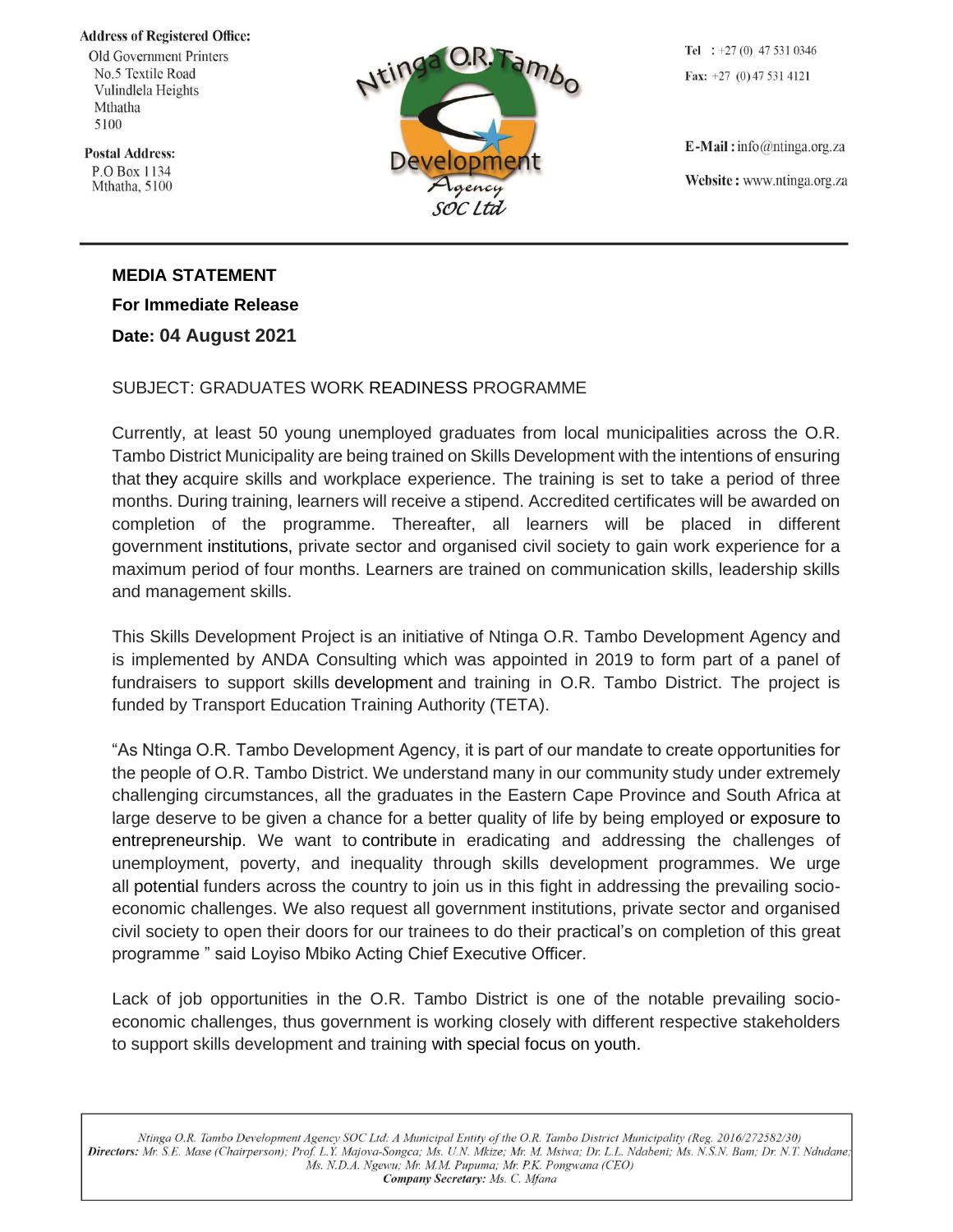**Address of Registered Office:**
Old Government Printers
No.5 Textile Road
Vulindlela Heights
Mthatha
5100

**Postal Address:**
P.O Box 1134
Mthatha, 5100

Ntinga O.R. Tambo Development Agency SOC Ltd

**Tel** : +27 (0) 47 531 0346
**Fax:** +27 (0) 47 531 4121

**E-Mail :** info@ntinga.org.za
**Website :** www.ntinga.org.za

---

**MEDIA STATEMENT**

**For Immediate Release**

**Date: 04 August 2021**

SUBJECT: GRADUATES WORK READINESS PROGRAMME

Currently, at least 50 young unemployed graduates from local municipalities across the O.R. Tambo District Municipality are being trained on Skills Development with the intentions of ensuring that they acquire skills and workplace experience. The training is set to take a period of three months. During training, learners will receive a stipend. Accredited certificates will be awarded on completion of the programme. Thereafter, all learners will be placed in different government institutions, private sector and organised civil society to gain work experience for a maximum period of four months. Learners are trained on communication skills, leadership skills and management skills.

This Skills Development Project is an initiative of Ntinga O.R. Tambo Development Agency and is implemented by ANDA Consulting which was appointed in 2019 to form part of a panel of fundraisers to support skills development and training in O.R. Tambo District. The project is funded by Transport Education Training Authority (TETA).

"As Ntinga O.R. Tambo Development Agency, it is part of our mandate to create opportunities for the people of O.R. Tambo District. We understand many in our community study under extremely challenging circumstances, all the graduates in the Eastern Cape Province and South Africa at large deserve to be given a chance for a better quality of life by being employed or exposure to entrepreneurship. We want to contribute in eradicating and addressing the challenges of unemployment, poverty, and inequality through skills development programmes. We urge all potential funders across the country to join us in this fight in addressing the prevailing socio-economic challenges. We also request all government institutions, private sector and organised civil society to open their doors for our trainees to do their practical's on completion of this great programme " said Loyiso Mbiko Acting Chief Executive Officer.

Lack of job opportunities in the O.R. Tambo District is one of the notable prevailing socio-economic challenges, thus government is working closely with different respective stakeholders to support skills development and training with special focus on youth.

*Ntinga O.R. Tambo Development Agency SOC Ltd: A Municipal Entity of the O.R. Tambo District Municipality (Reg. 2016/272582/30)*
***Directors:** Mr. S.E. Mase (Chairperson); Prof. L.Y. Majova-Songca; Ms. U.N. Mkize; Mr. M. Msiwa; Dr. L.L. Ndabeni; Ms. N.S.N. Bam; Dr. N.T. Ndudane; Ms. N.D.A. Ngewu; Mr. M.M. Pupuma; Mr. P.K. Pongwana (CEO)*
***Company Secretary:** Ms. C. Mfana*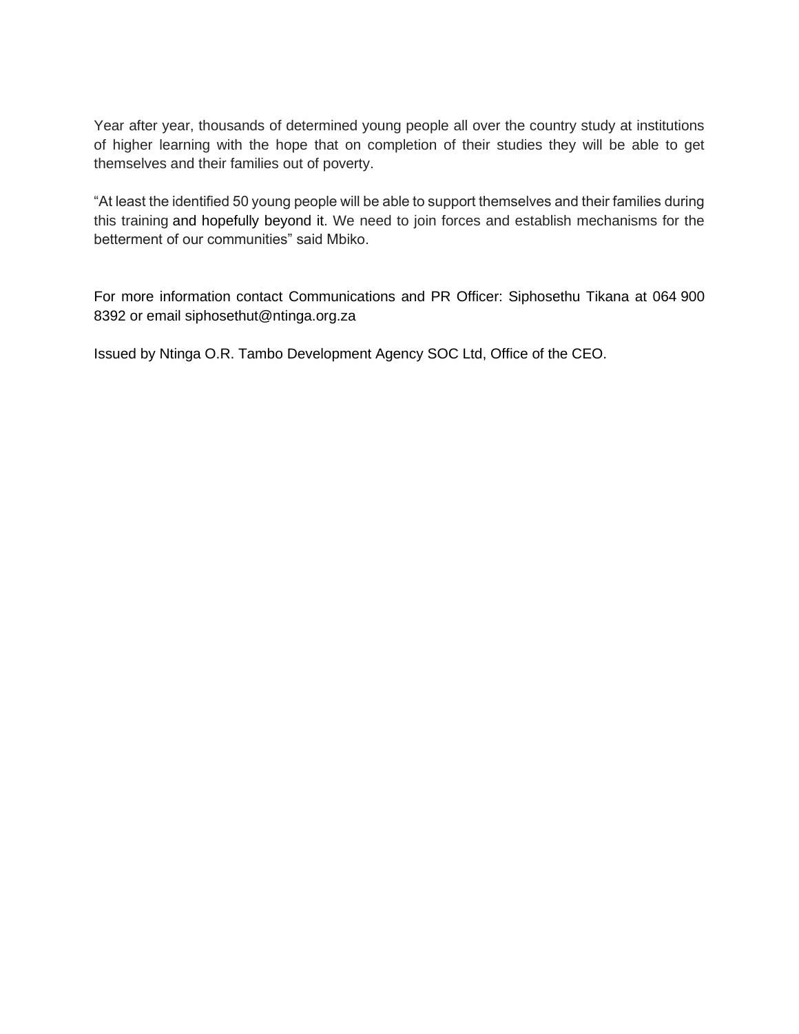Year after year, thousands of determined young people all over the country study at institutions of higher learning with the hope that on completion of their studies they will be able to get themselves and their families out of poverty.

"At least the identified 50 young people will be able to support themselves and their families during this training and hopefully beyond it. We need to join forces and establish mechanisms for the betterment of our communities" said Mbiko.

For more information contact Communications and PR Officer: Siphosethu Tikana at 064 900 8392 or email siphosethut@ntinga.org.za

Issued by Ntinga O.R. Tambo Development Agency SOC Ltd, Office of the CEO.